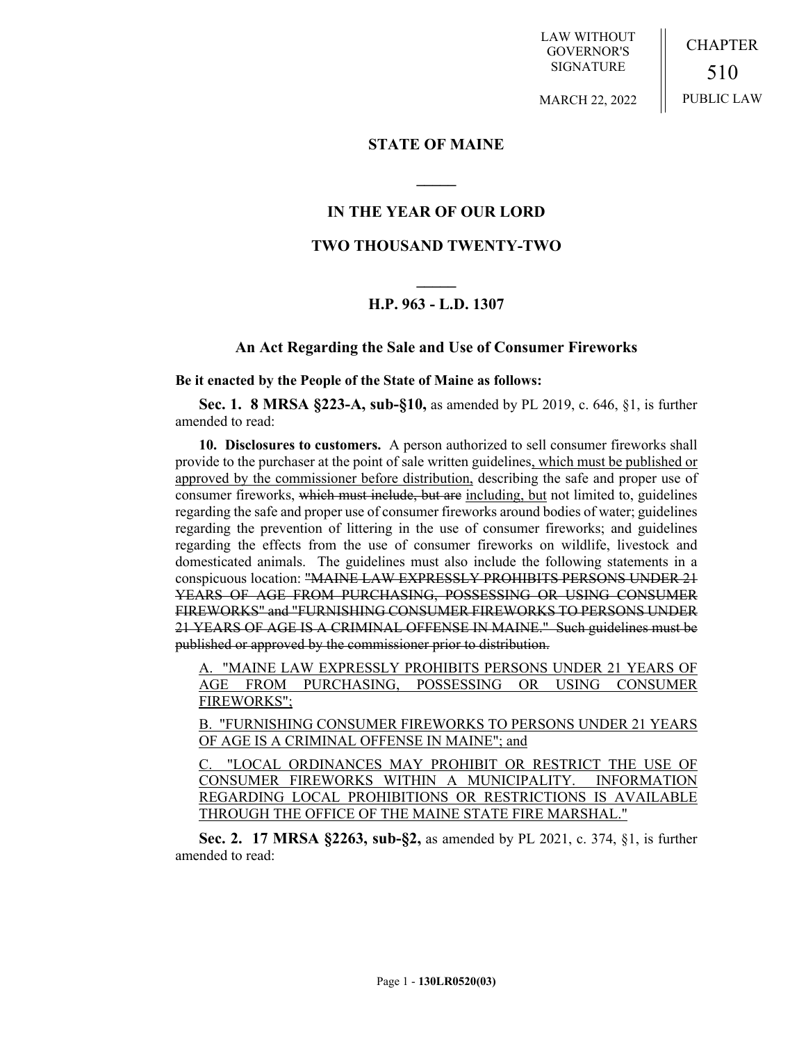LAW WITHOUT GOVERNOR'S SIGNATURE

MARCH 22, 2022

CHAPTER 510

PUBLIC LAW

## STATE OF MAINE

## IN THE YEAR OF OUR LORD

## TWO THOUSAND TWENTY-TWO

## H.P. 963 - L.D. 1307

### An Act Regarding the Sale and Use of Consumer Fireworks

**Be it enacted by the People of the State of Maine as follows:**

**Sec. 1. 8 MRSA §223-A, sub-§10,** as amended by PL 2019, c. 646, §1, is further amended to read:

**10. Disclosures to customers.** A person authorized to sell consumer fireworks shall provide to the purchaser at the point of sale written guidelines<u>, which must be published or approved by the commissioner before distribution,</u> describing the safe and proper use of consumer fireworks, ~~which must include, but are~~ <u>including, but</u> not limited to, guidelines regarding the safe and proper use of consumer fireworks around bodies of water; guidelines regarding the prevention of littering in the use of consumer fireworks; and guidelines regarding the effects from the use of consumer fireworks on wildlife, livestock and domesticated animals. The guidelines must also include the following statements in a conspicuous location: ~~"MAINE LAW EXPRESSLY PROHIBITS PERSONS UNDER 21 YEARS OF AGE FROM PURCHASING, POSSESSING OR USING CONSUMER FIREWORKS" and "FURNISHING CONSUMER FIREWORKS TO PERSONS UNDER 21 YEARS OF AGE IS A CRIMINAL OFFENSE IN MAINE." Such guidelines must be published or approved by the commissioner prior to distribution.~~

<u>A. "MAINE LAW EXPRESSLY PROHIBITS PERSONS UNDER 21 YEARS OF AGE FROM PURCHASING, POSSESSING OR USING CONSUMER FIREWORKS";</u>

<u>B. "FURNISHING CONSUMER FIREWORKS TO PERSONS UNDER 21 YEARS OF AGE IS A CRIMINAL OFFENSE IN MAINE"; and</u>

<u>C. "LOCAL ORDINANCES MAY PROHIBIT OR RESTRICT THE USE OF CONSUMER FIREWORKS WITHIN A MUNICIPALITY. INFORMATION REGARDING LOCAL PROHIBITIONS OR RESTRICTIONS IS AVAILABLE THROUGH THE OFFICE OF THE MAINE STATE FIRE MARSHAL."</u>

**Sec. 2. 17 MRSA §2263, sub-§2,** as amended by PL 2021, c. 374, §1, is further amended to read: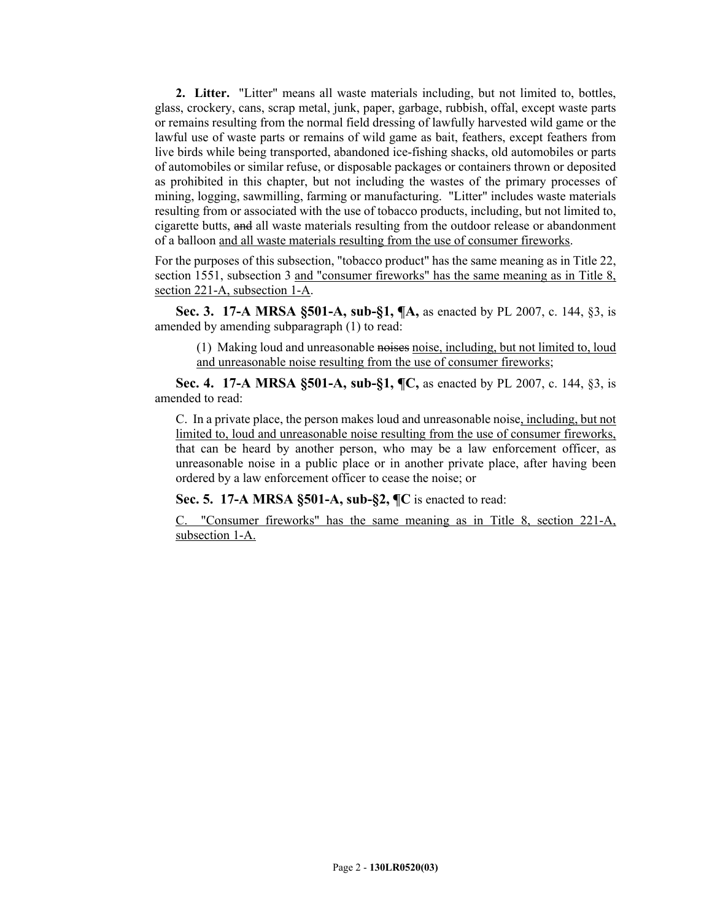**2. Litter.** "Litter" means all waste materials including, but not limited to, bottles, glass, crockery, cans, scrap metal, junk, paper, garbage, rubbish, offal, except waste parts or remains resulting from the normal field dressing of lawfully harvested wild game or the lawful use of waste parts or remains of wild game as bait, feathers, except feathers from live birds while being transported, abandoned ice-fishing shacks, old automobiles or parts of automobiles or similar refuse, or disposable packages or containers thrown or deposited as prohibited in this chapter, but not including the wastes of the primary processes of mining, logging, sawmilling, farming or manufacturing. "Litter" includes waste materials resulting from or associated with the use of tobacco products, including, but not limited to, cigarette butts, ~~and~~ all waste materials resulting from the outdoor release or abandonment of a balloon <u>and all waste materials resulting from the use of consumer fireworks</u>.

For the purposes of this subsection, "tobacco product" has the same meaning as in Title 22, section 1551, subsection 3 <u>and "consumer fireworks" has the same meaning as in Title 8, section 221-A, subsection 1-A</u>.

**Sec. 3. 17-A MRSA §501-A, sub-§1, ¶A,** as enacted by PL 2007, c. 144, §3, is amended by amending subparagraph (1) to read:

(1) Making loud and unreasonable ~~noises~~ <u>noise, including, but not limited to, loud and unreasonable noise resulting from the use of consumer fireworks</u>;

**Sec. 4. 17-A MRSA §501-A, sub-§1, ¶C,** as enacted by PL 2007, c. 144, §3, is amended to read:

C. In a private place, the person makes loud and unreasonable noise<u>, including, but not limited to, loud and unreasonable noise resulting from the use of consumer fireworks,</u> that can be heard by another person, who may be a law enforcement officer, as unreasonable noise in a public place or in another private place, after having been ordered by a law enforcement officer to cease the noise; or

**Sec. 5. 17-A MRSA §501-A, sub-§2, ¶C** is enacted to read:

<u>C. "Consumer fireworks" has the same meaning as in Title 8, section 221-A, subsection 1-A.</u>